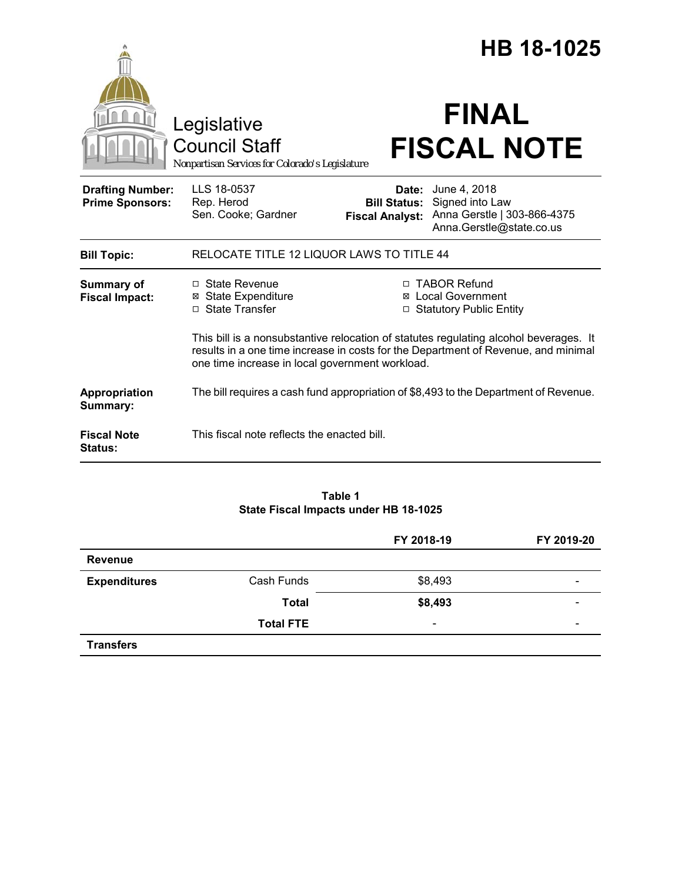# HB 18-1025

Legislative Council Staff

*Nonpartisan Services for Colorado's Legislature*

# FINAL FISCAL NOTE

| | | | |
|---|---|---|---|
| **Drafting Number:** | LLS 18-0537 | **Date:** | June 4, 2018 |
| **Prime Sponsors:** | Rep. Herod<br>Sen. Cooke; Gardner | **Bill Status:** | Signed into Law |
| | | **Fiscal Analyst:** | Anna Gerstle \| 303-866-4375<br>Anna.Gerstle@state.co.us |

| | |
|---|---|
| **Bill Topic:** | RELOCATE TITLE 12 LIQUOR LAWS TO TITLE 44 |
| **Summary of Fiscal Impact:** | ☐ State Revenue ☒ State Expenditure ☐ State Transfer ☐ TABOR Refund ☒ Local Government ☐ Statutory Public Entity<br><br>This bill is a nonsubstantive relocation of statutes regulating alcohol beverages. It results in a one time increase in costs for the Department of Revenue, and minimal one time increase in local government workload. |
| **Appropriation Summary:** | The bill requires a cash fund appropriation of $8,493 to the Department of Revenue. |
| **Fiscal Note Status:** | This fiscal note reflects the enacted bill. |

**Table 1**
**State Fiscal Impacts under HB 18-1025**

| | | FY 2018-19 | FY 2019-20 |
|---|---|---|---|
| **Revenue** | | | |
| **Expenditures** | Cash Funds | $8,493 | - |
| | **Total** | **$8,493** | - |
| | **Total FTE** | - | - |
| **Transfers** | | | |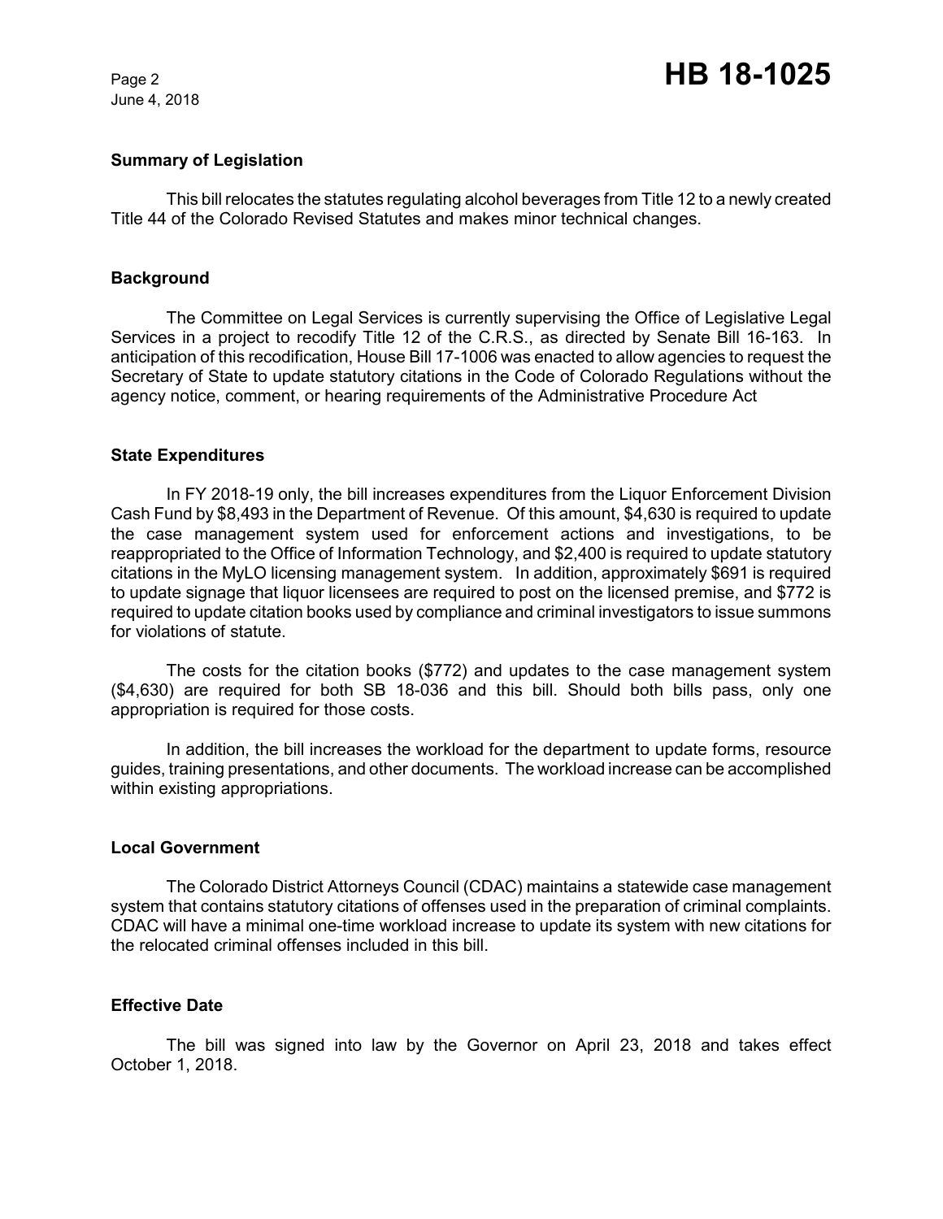## Summary of Legislation

This bill relocates the statutes regulating alcohol beverages from Title 12 to a newly created Title 44 of the Colorado Revised Statutes and makes minor technical changes.

## Background

The Committee on Legal Services is currently supervising the Office of Legislative Legal Services in a project to recodify Title 12 of the C.R.S., as directed by Senate Bill 16-163. In anticipation of this recodification, House Bill 17-1006 was enacted to allow agencies to request the Secretary of State to update statutory citations in the Code of Colorado Regulations without the agency notice, comment, or hearing requirements of the Administrative Procedure Act

## State Expenditures

In FY 2018-19 only, the bill increases expenditures from the Liquor Enforcement Division Cash Fund by $8,493 in the Department of Revenue. Of this amount, $4,630 is required to update the case management system used for enforcement actions and investigations, to be reappropriated to the Office of Information Technology, and $2,400 is required to update statutory citations in the MyLO licensing management system. In addition, approximately $691 is required to update signage that liquor licensees are required to post on the licensed premise, and $772 is required to update citation books used by compliance and criminal investigators to issue summons for violations of statute.

The costs for the citation books ($772) and updates to the case management system ($4,630) are required for both SB 18-036 and this bill. Should both bills pass, only one appropriation is required for those costs.

In addition, the bill increases the workload for the department to update forms, resource guides, training presentations, and other documents. The workload increase can be accomplished within existing appropriations.

## Local Government

The Colorado District Attorneys Council (CDAC) maintains a statewide case management system that contains statutory citations of offenses used in the preparation of criminal complaints. CDAC will have a minimal one-time workload increase to update its system with new citations for the relocated criminal offenses included in this bill.

## Effective Date

The bill was signed into law by the Governor on April 23, 2018 and takes effect October 1, 2018.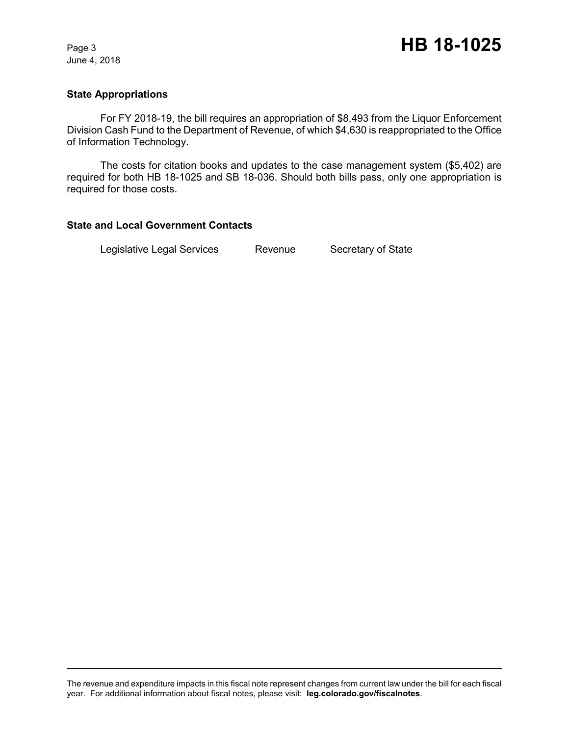### State Appropriations

For FY 2018-19, the bill requires an appropriation of $8,493 from the Liquor Enforcement Division Cash Fund to the Department of Revenue, of which $4,630 is reappropriated to the Office of Information Technology.

The costs for citation books and updates to the case management system ($5,402) are required for both HB 18-1025 and SB 18-036. Should both bills pass, only one appropriation is required for those costs.

### State and Local Government Contacts

Legislative Legal Services    Revenue    Secretary of State

The revenue and expenditure impacts in this fiscal note represent changes from current law under the bill for each fiscal year. For additional information about fiscal notes, please visit: **leg.colorado.gov/fiscalnotes**.